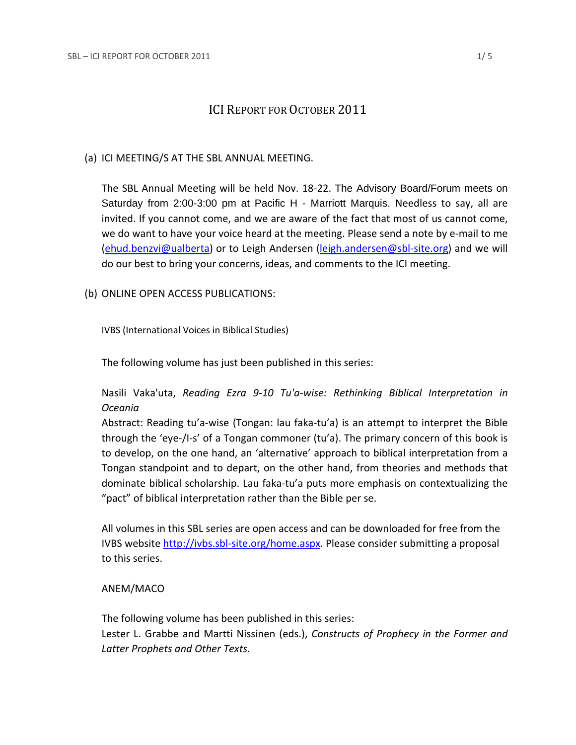# ICI Report for October 2011

(a) ICI MEETING/S AT THE SBL ANNUAL MEETING.

The SBL Annual Meeting will be held Nov. 18-22. The Advisory Board/Forum meets on Saturday from 2:00-3:00 pm at Pacific H - Marriott Marquis. Needless to say, all are invited. If you cannot come, and we are aware of the fact that most of us cannot come, we do want to have your voice heard at the meeting. Please send a note by e-mail to me (ehud.benzvi@ualberta) or to Leigh Andersen (leigh.andersen@sbl-site.org) and we will do our best to bring your concerns, ideas, and comments to the ICI meeting.

(b) ONLINE OPEN ACCESS PUBLICATIONS:

IVBS (International Voices in Biblical Studies)

The following volume has just been published in this series:

Nasili Vaka'uta, *Reading Ezra 9-10 Tu'a-wise: Rethinking Biblical Interpretation in Oceania*

Abstract: Reading tu'a-wise (Tongan: lau faka-tu'a) is an attempt to interpret the Bible through the 'eye-/I-s' of a Tongan commoner (tu'a). The primary concern of this book is to develop, on the one hand, an 'alternative' approach to biblical interpretation from a Tongan standpoint and to depart, on the other hand, from theories and methods that dominate biblical scholarship. Lau faka-tu'a puts more emphasis on contextualizing the "pact" of biblical interpretation rather than the Bible per se.

All volumes in this SBL series are open access and can be downloaded for free from the IVBS website http://ivbs.sbl-site.org/home.aspx. Please consider submitting a proposal to this series.

ANEM/MACO

The following volume has been published in this series:

Lester L. Grabbe and Martti Nissinen (eds.), *Constructs of Prophecy in the Former and Latter Prophets and Other Texts.*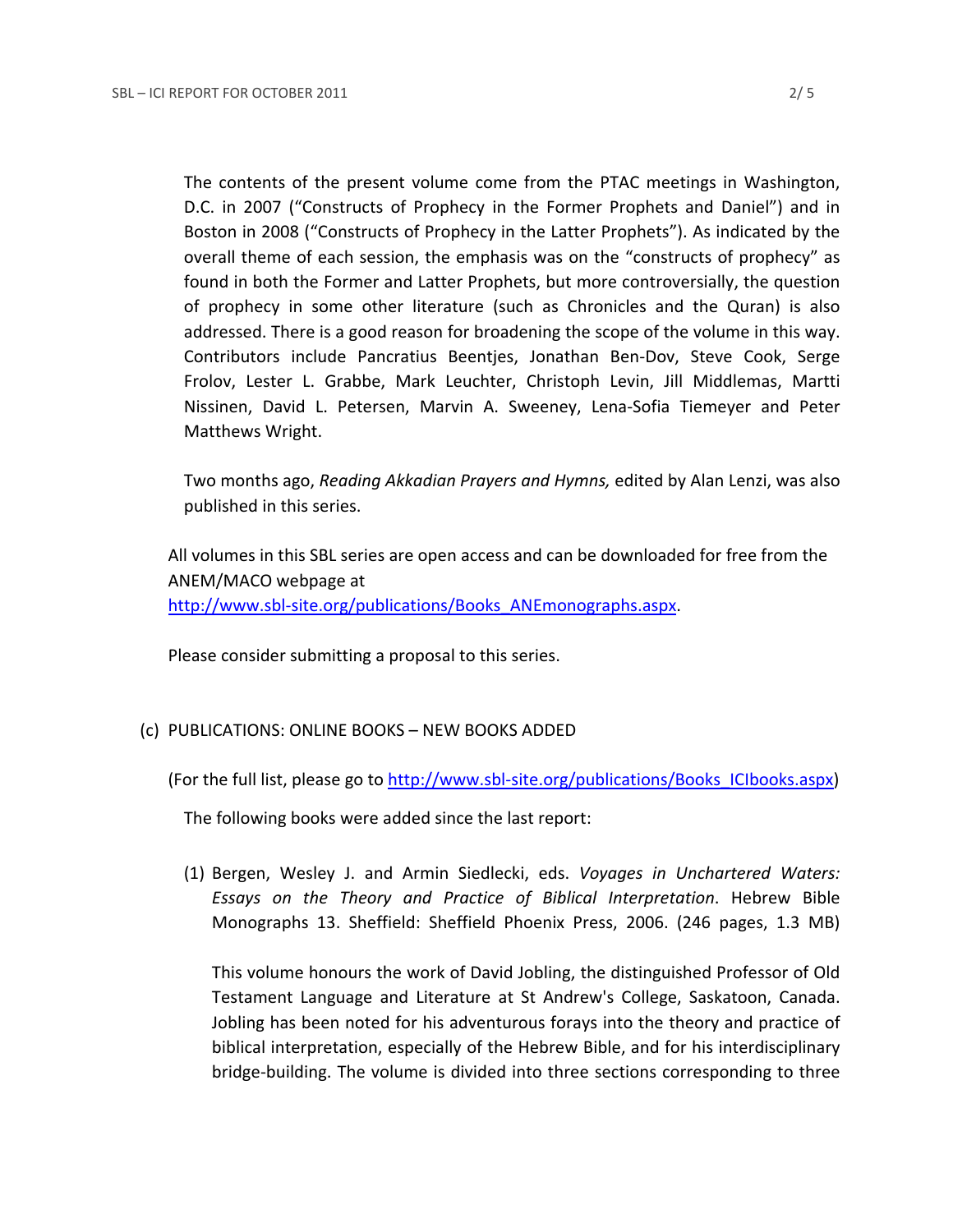The contents of the present volume come from the PTAC meetings in Washington, D.C. in 2007 ("Constructs of Prophecy in the Former Prophets and Daniel") and in Boston in 2008 ("Constructs of Prophecy in the Latter Prophets"). As indicated by the overall theme of each session, the emphasis was on the "constructs of prophecy" as found in both the Former and Latter Prophets, but more controversially, the question of prophecy in some other literature (such as Chronicles and the Quran) is also addressed. There is a good reason for broadening the scope of the volume in this way. Contributors include Pancratius Beentjes, Jonathan Ben-Dov, Steve Cook, Serge Frolov, Lester L. Grabbe, Mark Leuchter, Christoph Levin, Jill Middlemas, Martti Nissinen, David L. Petersen, Marvin A. Sweeney, Lena-Sofia Tiemeyer and Peter Matthews Wright.

Two months ago, *Reading Akkadian Prayers and Hymns,* edited by Alan Lenzi, was also published in this series.

All volumes in this SBL series are open access and can be downloaded for free from the ANEM/MACO webpage at http://www.sbl-site.org/publications/Books_ANEmonographs.aspx.

Please consider submitting a proposal to this series.

(c) PUBLICATIONS: ONLINE BOOKS – NEW BOOKS ADDED

(For the full list, please go to http://www.sbl-site.org/publications/Books_ICIbooks.aspx)

The following books were added since the last report:

(1) Bergen, Wesley J. and Armin Siedlecki, eds. *Voyages in Unchartered Waters: Essays on the Theory and Practice of Biblical Interpretation*. Hebrew Bible Monographs 13. Sheffield: Sheffield Phoenix Press, 2006. (246 pages, 1.3 MB)

This volume honours the work of David Jobling, the distinguished Professor of Old Testament Language and Literature at St Andrew's College, Saskatoon, Canada. Jobling has been noted for his adventurous forays into the theory and practice of biblical interpretation, especially of the Hebrew Bible, and for his interdisciplinary bridge-building. The volume is divided into three sections corresponding to three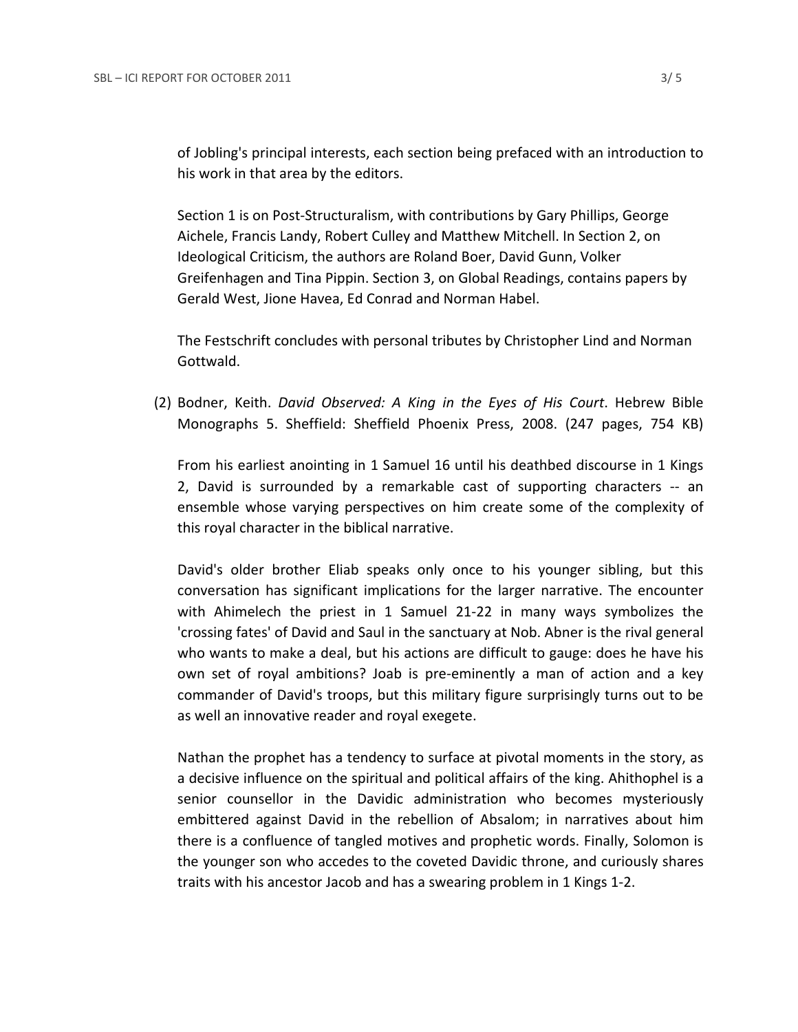of Jobling's principal interests, each section being prefaced with an introduction to his work in that area by the editors.

Section 1 is on Post-Structuralism, with contributions by Gary Phillips, George Aichele, Francis Landy, Robert Culley and Matthew Mitchell. In Section 2, on Ideological Criticism, the authors are Roland Boer, David Gunn, Volker Greifenhagen and Tina Pippin. Section 3, on Global Readings, contains papers by Gerald West, Jione Havea, Ed Conrad and Norman Habel.

The Festschrift concludes with personal tributes by Christopher Lind and Norman Gottwald.

(2) Bodner, Keith. *David Observed: A King in the Eyes of His Court*. Hebrew Bible Monographs 5. Sheffield: Sheffield Phoenix Press, 2008. (247 pages, 754 KB)

From his earliest anointing in 1 Samuel 16 until his deathbed discourse in 1 Kings 2, David is surrounded by a remarkable cast of supporting characters -- an ensemble whose varying perspectives on him create some of the complexity of this royal character in the biblical narrative.

David's older brother Eliab speaks only once to his younger sibling, but this conversation has significant implications for the larger narrative. The encounter with Ahimelech the priest in 1 Samuel 21-22 in many ways symbolizes the 'crossing fates' of David and Saul in the sanctuary at Nob. Abner is the rival general who wants to make a deal, but his actions are difficult to gauge: does he have his own set of royal ambitions? Joab is pre-eminently a man of action and a key commander of David's troops, but this military figure surprisingly turns out to be as well an innovative reader and royal exegete.

Nathan the prophet has a tendency to surface at pivotal moments in the story, as a decisive influence on the spiritual and political affairs of the king. Ahithophel is a senior counsellor in the Davidic administration who becomes mysteriously embittered against David in the rebellion of Absalom; in narratives about him there is a confluence of tangled motives and prophetic words. Finally, Solomon is the younger son who accedes to the coveted Davidic throne, and curiously shares traits with his ancestor Jacob and has a swearing problem in 1 Kings 1-2.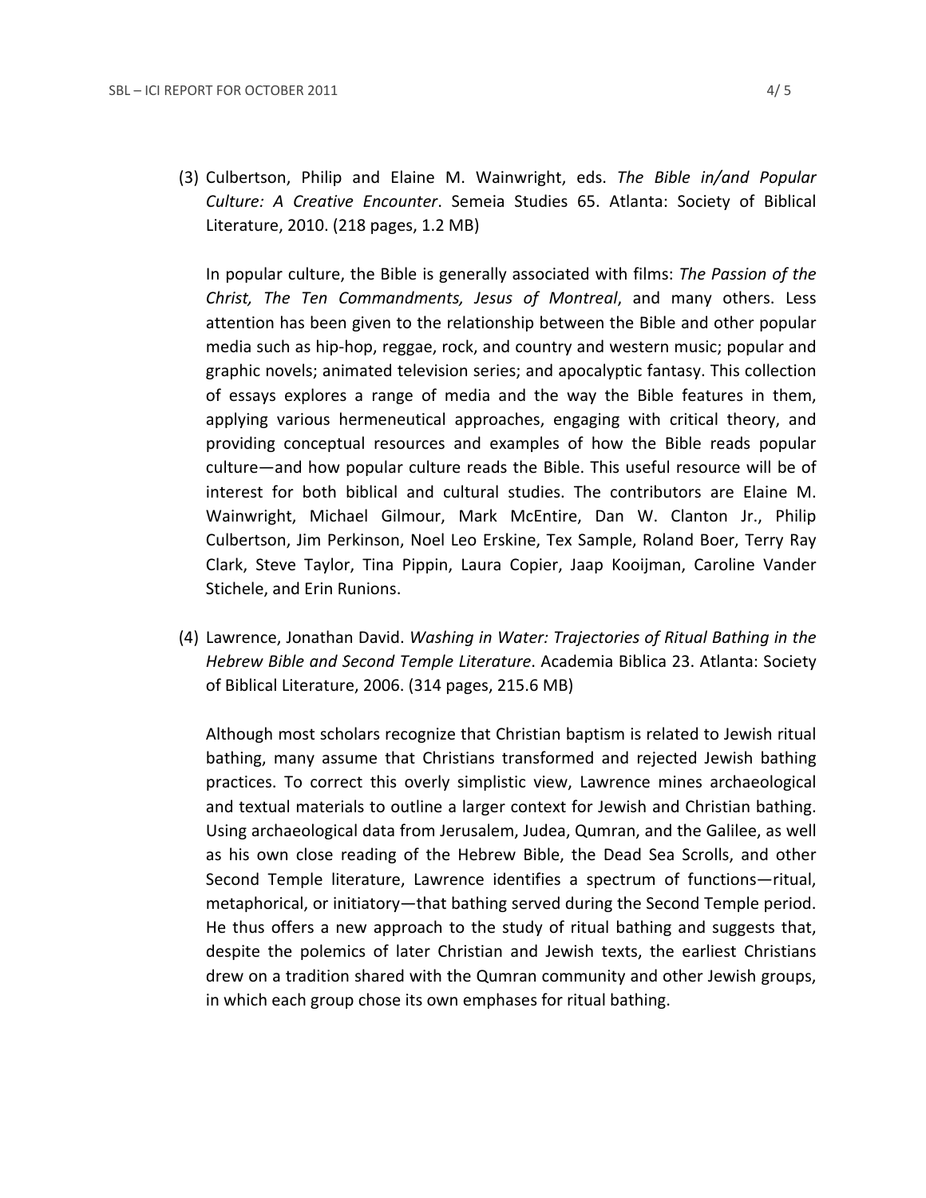(3) Culbertson, Philip and Elaine M. Wainwright, eds. *The Bible in/and Popular Culture: A Creative Encounter*. Semeia Studies 65. Atlanta: Society of Biblical Literature, 2010. (218 pages, 1.2 MB)

In popular culture, the Bible is generally associated with films: *The Passion of the Christ, The Ten Commandments, Jesus of Montreal*, and many others. Less attention has been given to the relationship between the Bible and other popular media such as hip-hop, reggae, rock, and country and western music; popular and graphic novels; animated television series; and apocalyptic fantasy. This collection of essays explores a range of media and the way the Bible features in them, applying various hermeneutical approaches, engaging with critical theory, and providing conceptual resources and examples of how the Bible reads popular culture—and how popular culture reads the Bible. This useful resource will be of interest for both biblical and cultural studies. The contributors are Elaine M. Wainwright, Michael Gilmour, Mark McEntire, Dan W. Clanton Jr., Philip Culbertson, Jim Perkinson, Noel Leo Erskine, Tex Sample, Roland Boer, Terry Ray Clark, Steve Taylor, Tina Pippin, Laura Copier, Jaap Kooijman, Caroline Vander Stichele, and Erin Runions.

(4) Lawrence, Jonathan David. *Washing in Water: Trajectories of Ritual Bathing in the Hebrew Bible and Second Temple Literature*. Academia Biblica 23. Atlanta: Society of Biblical Literature, 2006. (314 pages, 215.6 MB)

Although most scholars recognize that Christian baptism is related to Jewish ritual bathing, many assume that Christians transformed and rejected Jewish bathing practices. To correct this overly simplistic view, Lawrence mines archaeological and textual materials to outline a larger context for Jewish and Christian bathing. Using archaeological data from Jerusalem, Judea, Qumran, and the Galilee, as well as his own close reading of the Hebrew Bible, the Dead Sea Scrolls, and other Second Temple literature, Lawrence identifies a spectrum of functions—ritual, metaphorical, or initiatory—that bathing served during the Second Temple period. He thus offers a new approach to the study of ritual bathing and suggests that, despite the polemics of later Christian and Jewish texts, the earliest Christians drew on a tradition shared with the Qumran community and other Jewish groups, in which each group chose its own emphases for ritual bathing.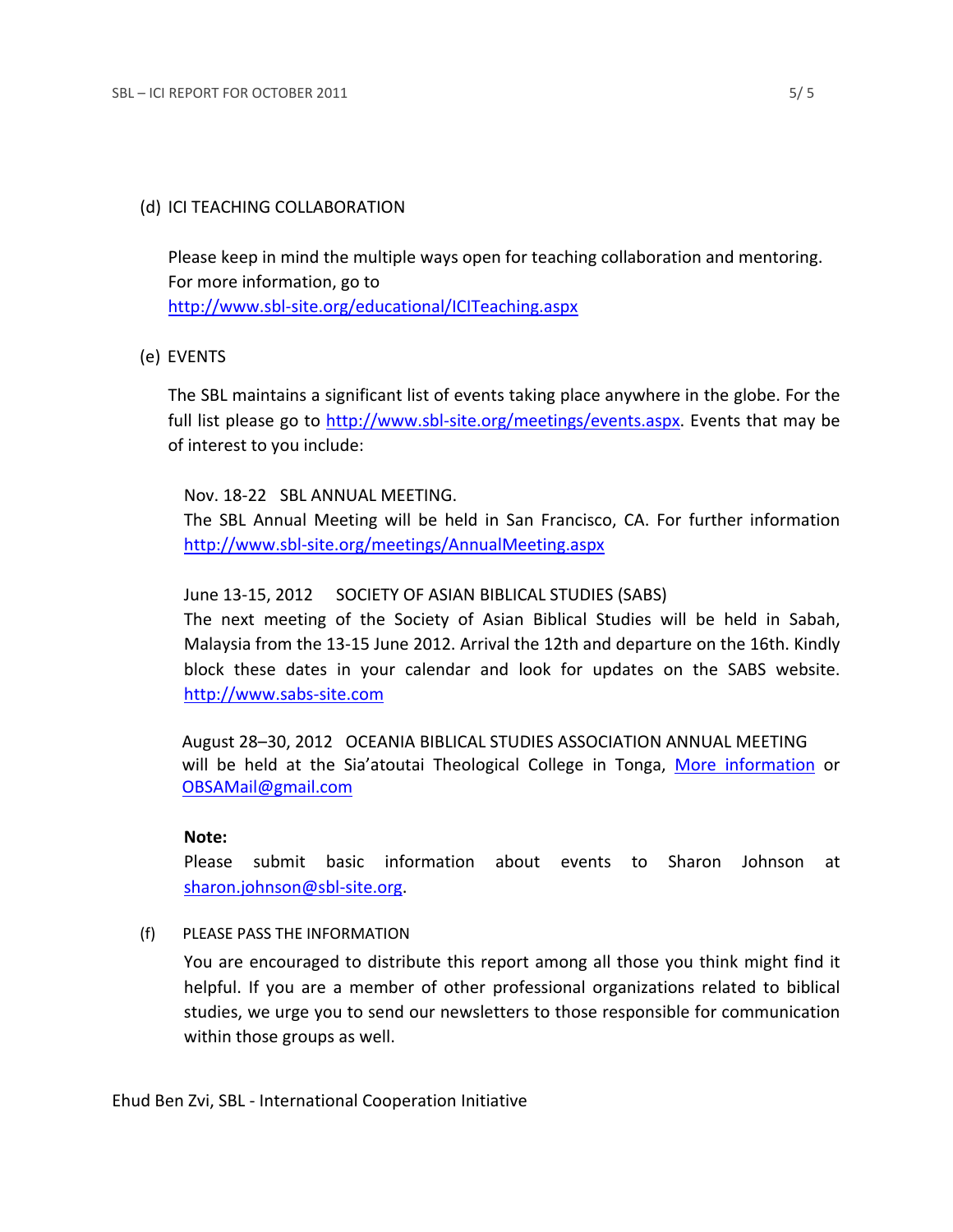(d) ICI TEACHING COLLABORATION

Please keep in mind the multiple ways open for teaching collaboration and mentoring. For more information, go to http://www.sbl-site.org/educational/ICITeaching.aspx

(e) EVENTS

The SBL maintains a significant list of events taking place anywhere in the globe. For the full list please go to http://www.sbl-site.org/meetings/events.aspx. Events that may be of interest to you include:

Nov. 18-22 SBL ANNUAL MEETING.
The SBL Annual Meeting will be held in San Francisco, CA. For further information http://www.sbl-site.org/meetings/AnnualMeeting.aspx

June 13-15, 2012 SOCIETY OF ASIAN BIBLICAL STUDIES (SABS)
The next meeting of the Society of Asian Biblical Studies will be held in Sabah, Malaysia from the 13-15 June 2012. Arrival the 12th and departure on the 16th. Kindly block these dates in your calendar and look for updates on the SABS website. http://www.sabs-site.com

August 28–30, 2012 OCEANIA BIBLICAL STUDIES ASSOCIATION ANNUAL MEETING will be held at the Sia'atoutai Theological College in Tonga, More information or OBSAMail@gmail.com

**Note:**
Please submit basic information about events to Sharon Johnson at sharon.johnson@sbl-site.org.

(f) PLEASE PASS THE INFORMATION

You are encouraged to distribute this report among all those you think might find it helpful. If you are a member of other professional organizations related to biblical studies, we urge you to send our newsletters to those responsible for communication within those groups as well.

Ehud Ben Zvi, SBL - International Cooperation Initiative